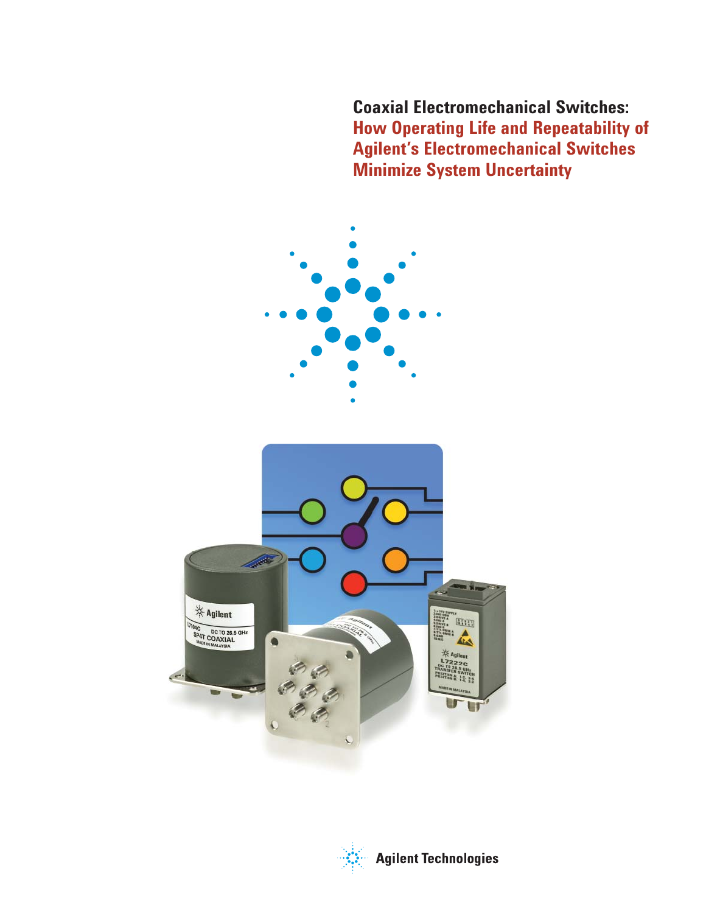# Coaxial Electromechanical Switches: How Operating Life and Repeatability of Agilent's Electromechanical Switches Minimize System Uncertainty

Agilent Technologies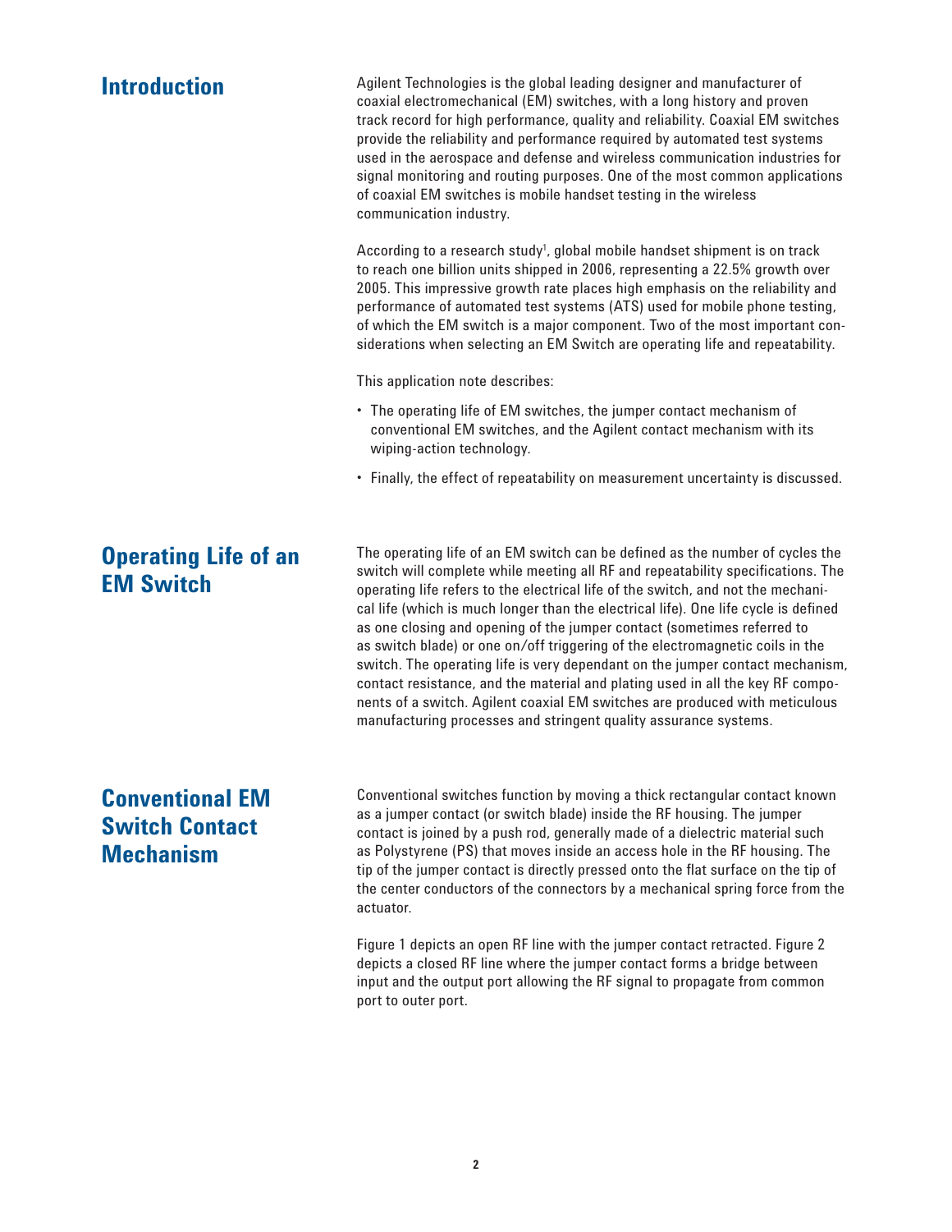## Introduction

Agilent Technologies is the global leading designer and manufacturer of coaxial electromechanical (EM) switches, with a long history and proven track record for high performance, quality and reliability. Coaxial EM switches provide the reliability and performance required by automated test systems used in the aerospace and defense and wireless communication industries for signal monitoring and routing purposes. One of the most common applications of coaxial EM switches is mobile handset testing in the wireless communication industry.

According to a research study[1], global mobile handset shipment is on track to reach one billion units shipped in 2006, representing a 22.5% growth over 2005. This impressive growth rate places high emphasis on the reliability and performance of automated test systems (ATS) used for mobile phone testing, of which the EM switch is a major component. Two of the most important considerations when selecting an EM Switch are operating life and repeatability.

This application note describes:

- The operating life of EM switches, the jumper contact mechanism of conventional EM switches, and the Agilent contact mechanism with its wiping-action technology.
- Finally, the effect of repeatability on measurement uncertainty is discussed.

## Operating Life of an EM Switch

The operating life of an EM switch can be defined as the number of cycles the switch will complete while meeting all RF and repeatability specifications. The operating life refers to the electrical life of the switch, and not the mechanical life (which is much longer than the electrical life). One life cycle is defined as one closing and opening of the jumper contact (sometimes referred to as switch blade) or one on/off triggering of the electromagnetic coils in the switch. The operating life is very dependant on the jumper contact mechanism, contact resistance, and the material and plating used in all the key RF components of a switch. Agilent coaxial EM switches are produced with meticulous manufacturing processes and stringent quality assurance systems.

## Conventional EM Switch Contact Mechanism

Conventional switches function by moving a thick rectangular contact known as a jumper contact (or switch blade) inside the RF housing. The jumper contact is joined by a push rod, generally made of a dielectric material such as Polystyrene (PS) that moves inside an access hole in the RF housing. The tip of the jumper contact is directly pressed onto the flat surface on the tip of the center conductors of the connectors by a mechanical spring force from the actuator.

Figure 1 depicts an open RF line with the jumper contact retracted. Figure 2 depicts a closed RF line where the jumper contact forms a bridge between input and the output port allowing the RF signal to propagate from common port to outer port.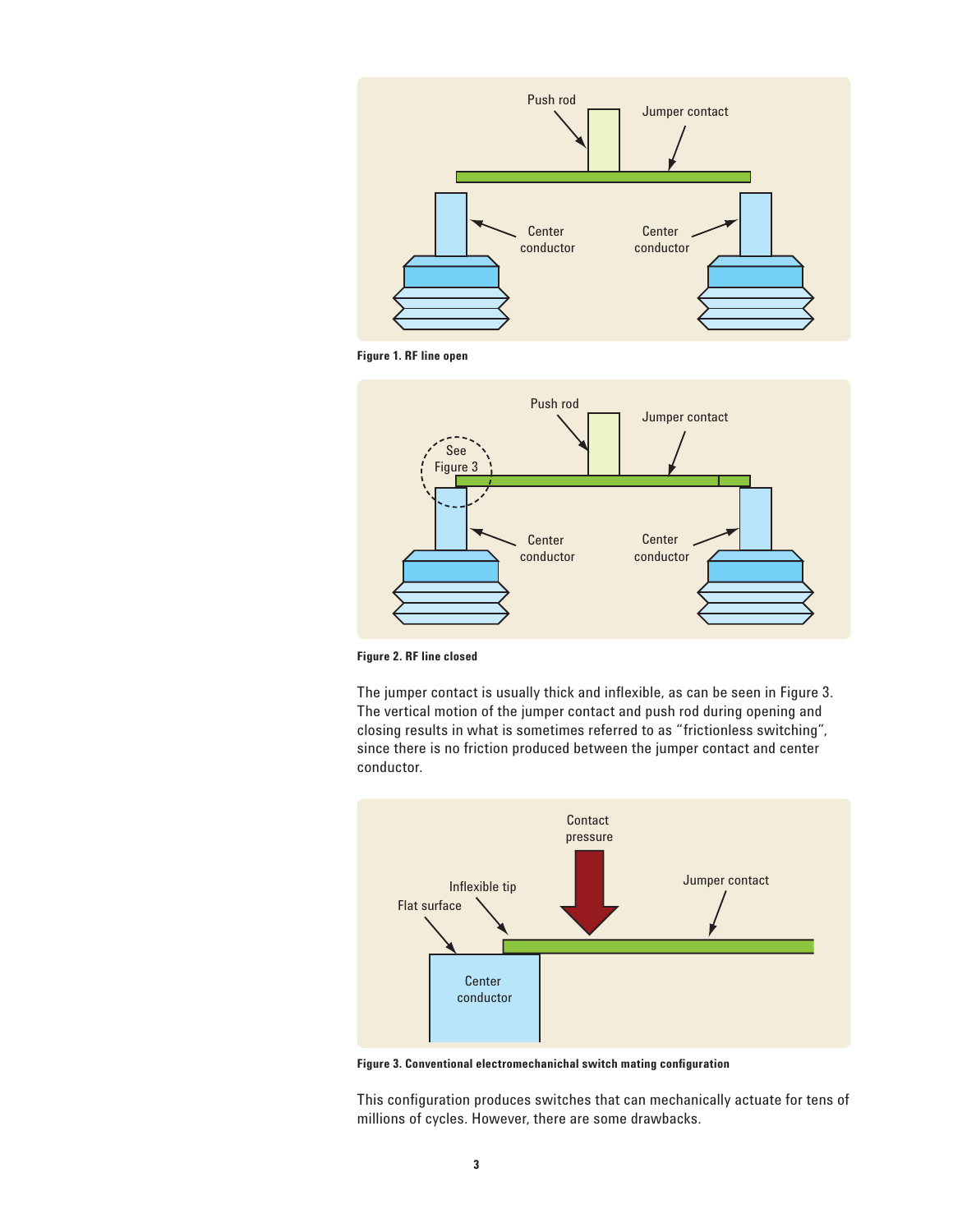Figure 1. RF line open

Figure 2. RF line closed

The jumper contact is usually thick and inflexible, as can be seen in Figure 3. The vertical motion of the jumper contact and push rod during opening and closing results in what is sometimes referred to as "frictionless switching", since there is no friction produced between the jumper contact and center conductor.

Figure 3. Conventional electromechanichal switch mating configuration

This configuration produces switches that can mechanically actuate for tens of millions of cycles. However, there are some drawbacks.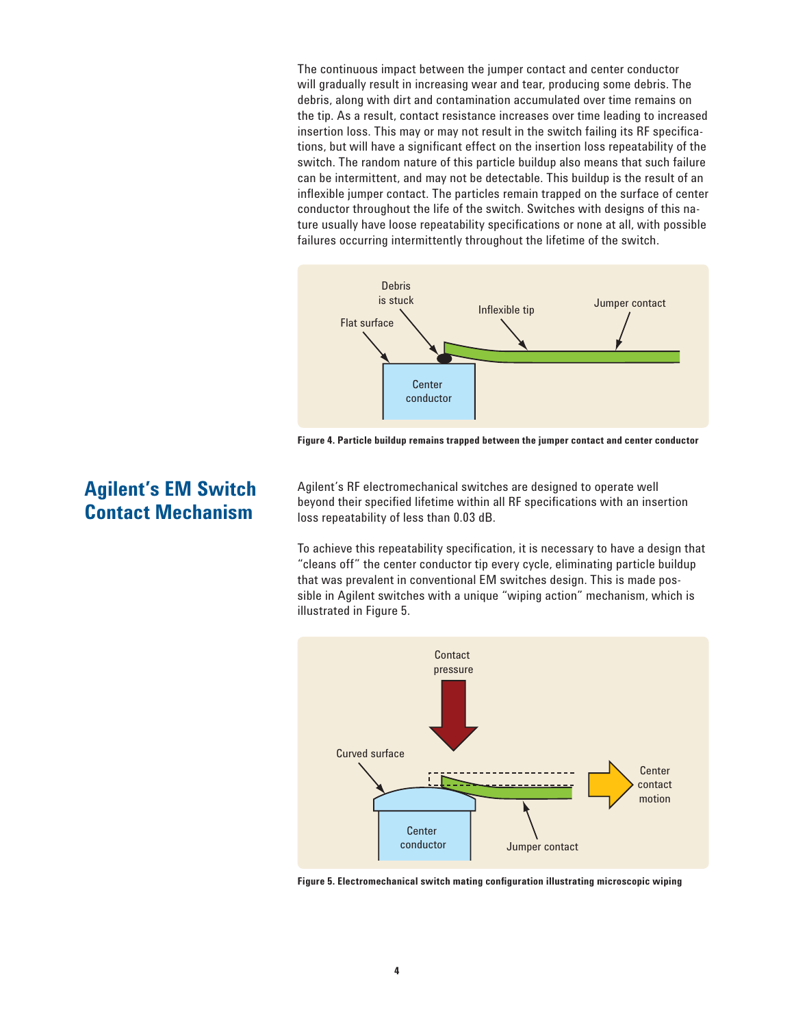The continuous impact between the jumper contact and center conductor will gradually result in increasing wear and tear, producing some debris. The debris, along with dirt and contamination accumulated over time remains on the tip. As a result, contact resistance increases over time leading to increased insertion loss. This may or may not result in the switch failing its RF specifications, but will have a significant effect on the insertion loss repeatability of the switch. The random nature of this particle buildup also means that such failure can be intermittent, and may not be detectable. This buildup is the result of an inflexible jumper contact. The particles remain trapped on the surface of center conductor throughout the life of the switch. Switches with designs of this nature usually have loose repeatability specifications or none at all, with possible failures occurring intermittently throughout the lifetime of the switch.

**Figure 4. Particle buildup remains trapped between the jumper contact and center conductor**

## Agilent's EM Switch Contact Mechanism

Agilent's RF electromechanical switches are designed to operate well beyond their specified lifetime within all RF specifications with an insertion loss repeatability of less than 0.03 dB.

To achieve this repeatability specification, it is necessary to have a design that "cleans off" the center conductor tip every cycle, eliminating particle buildup that was prevalent in conventional EM switches design. This is made possible in Agilent switches with a unique "wiping action" mechanism, which is illustrated in Figure 5.

**Figure 5. Electromechanical switch mating configuration illustrating microscopic wiping**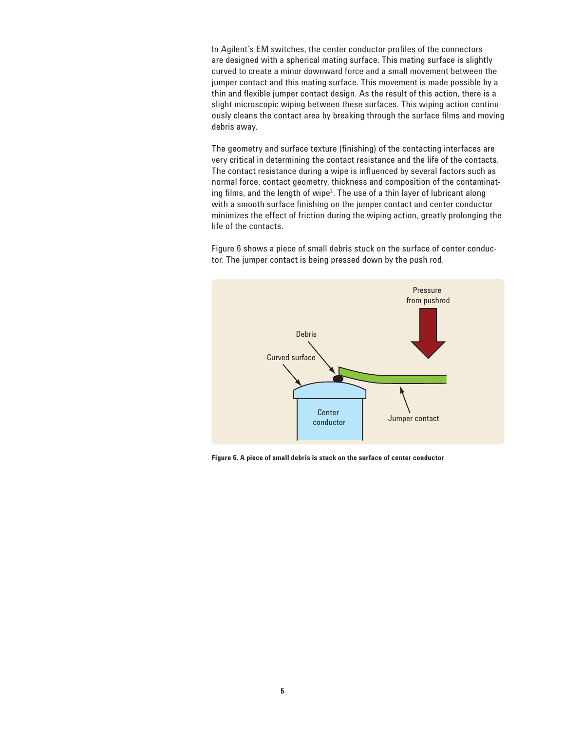In Agilent's EM switches, the center conductor profiles of the connectors are designed with a spherical mating surface. This mating surface is slightly curved to create a minor downward force and a small movement between the jumper contact and this mating surface. This movement is made possible by a thin and flexible jumper contact design. As the result of this action, there is a slight microscopic wiping between these surfaces. This wiping action continuously cleans the contact area by breaking through the surface films and moving debris away.

The geometry and surface texture (finishing) of the contacting interfaces are very critical in determining the contact resistance and the life of the contacts. The contact resistance during a wipe is influenced by several factors such as normal force, contact geometry, thickness and composition of the contaminating films, and the length of wipe[2]. The use of a thin layer of lubricant along with a smooth surface finishing on the jumper contact and center conductor minimizes the effect of friction during the wiping action, greatly prolonging the life of the contacts.

Figure 6 shows a piece of small debris stuck on the surface of center conductor. The jumper contact is being pressed down by the push rod.

**Figure 6. A piece of small debris is stuck on the surface of center conductor**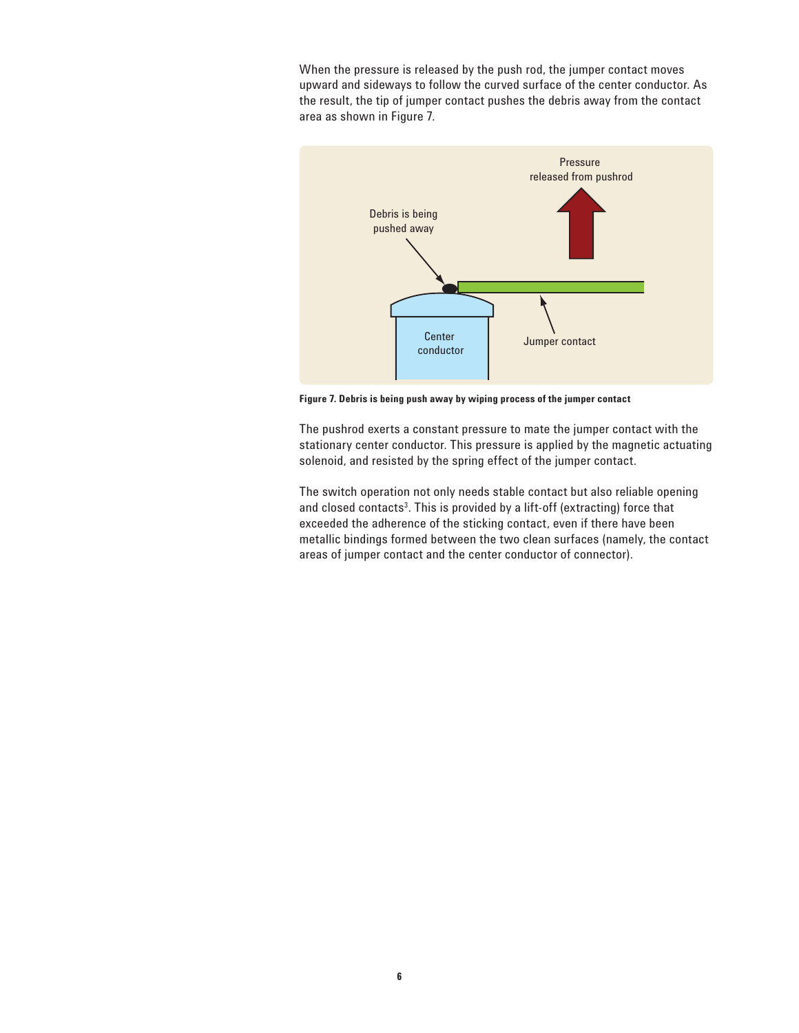When the pressure is released by the push rod, the jumper contact moves upward and sideways to follow the curved surface of the center conductor. As the result, the tip of jumper contact pushes the debris away from the contact area as shown in Figure 7.

**Figure 7. Debris is being push away by wiping process of the jumper contact**

The pushrod exerts a constant pressure to mate the jumper contact with the stationary center conductor. This pressure is applied by the magnetic actuating solenoid, and resisted by the spring effect of the jumper contact.

The switch operation not only needs stable contact but also reliable opening and closed contacts[3]. This is provided by a lift-off (extracting) force that exceeded the adherence of the sticking contact, even if there have been metallic bindings formed between the two clean surfaces (namely, the contact areas of jumper contact and the center conductor of connector).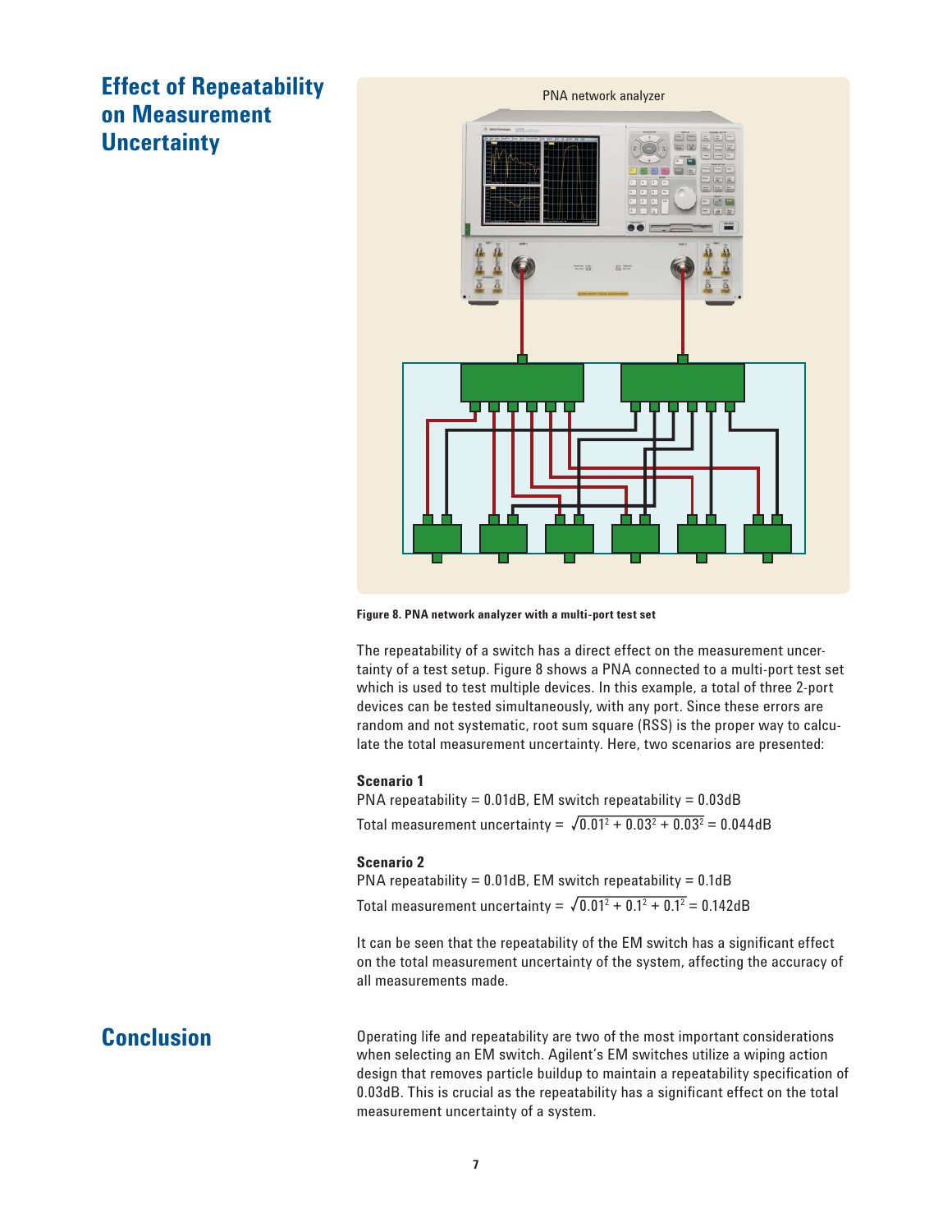## Effect of Repeatability on Measurement Uncertainty

Figure 8. PNA network analyzer with a multi-port test set

The repeatability of a switch has a direct effect on the measurement uncertainty of a test setup. Figure 8 shows a PNA connected to a multi-port test set which is used to test multiple devices. In this example, a total of three 2-port devices can be tested simultaneously, with any port. Since these errors are random and not systematic, root sum square (RSS) is the proper way to calculate the total measurement uncertainty. Here, two scenarios are presented:

**Scenario 1**

PNA repeatability = 0.01dB, EM switch repeatability = 0.03dB

Total measurement uncertainty = $\sqrt{0.01^2 + 0.03^2 + 0.03^2} = 0.044\text{dB}$

**Scenario 2**

PNA repeatability = 0.01dB, EM switch repeatability = 0.1dB

Total measurement uncertainty = $\sqrt{0.01^2 + 0.1^2 + 0.1^2} = 0.142\text{dB}$

It can be seen that the repeatability of the EM switch has a significant effect on the total measurement uncertainty of the system, affecting the accuracy of all measurements made.

## Conclusion

Operating life and repeatability are two of the most important considerations when selecting an EM switch. Agilent's EM switches utilize a wiping action design that removes particle buildup to maintain a repeatability specification of 0.03dB. This is crucial as the repeatability has a significant effect on the total measurement uncertainty of a system.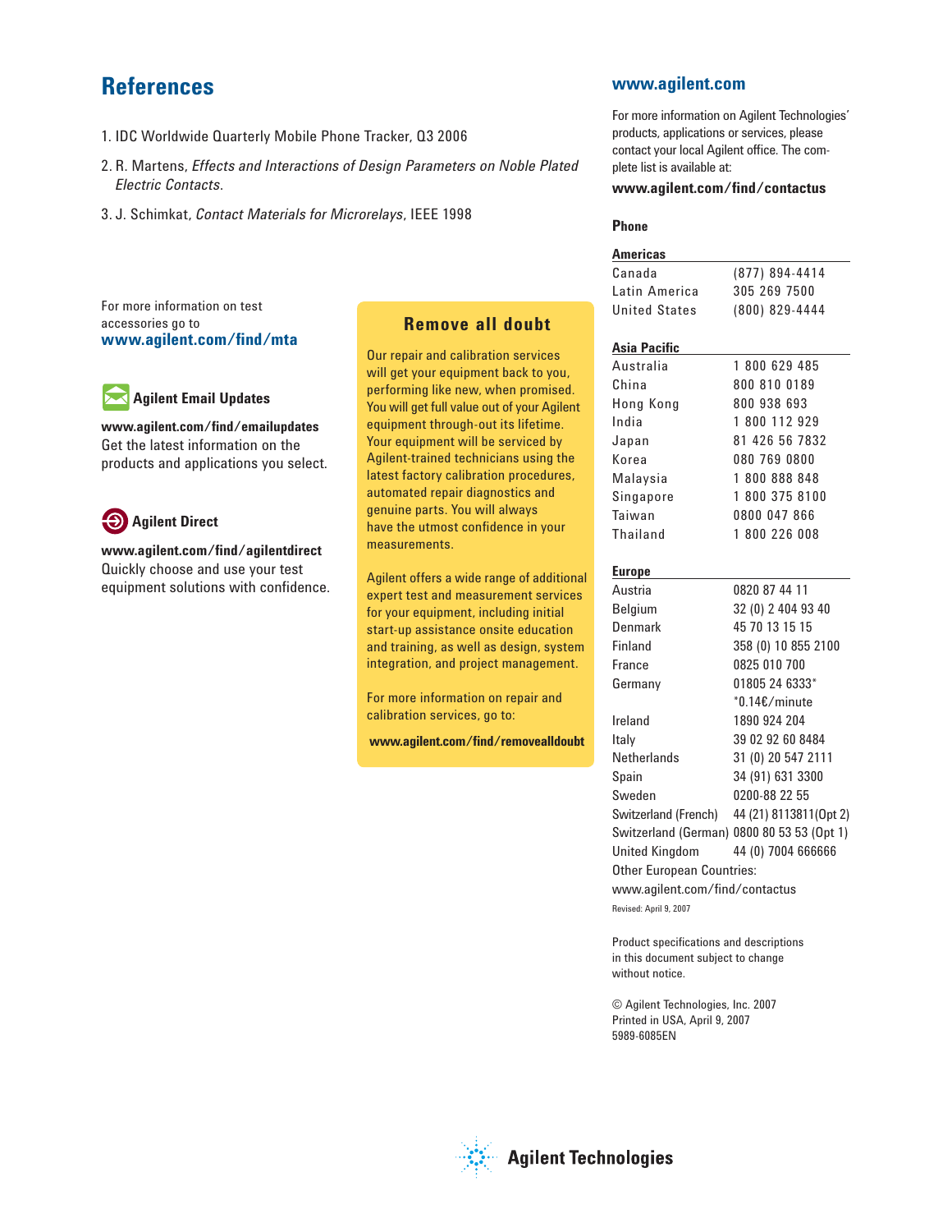## References

1. IDC Worldwide Quarterly Mobile Phone Tracker, Q3 2006
2. R. Martens, *Effects and Interactions of Design Parameters on Noble Plated Electric Contacts*.
3. J. Schimkat, *Contact Materials for Microrelays*, IEEE 1998

For more information on test accessories go to
**www.agilent.com/find/mta**

### Agilent Email Updates

**www.agilent.com/find/emailupdates**
Get the latest information on the products and applications you select.

### Agilent Direct

**www.agilent.com/find/agilentdirect**
Quickly choose and use your test equipment solutions with confidence.

### Remove all doubt

Our repair and calibration services will get your equipment back to you, performing like new, when promised. You will get full value out of your Agilent equipment through-out its lifetime. Your equipment will be serviced by Agilent-trained technicians using the latest factory calibration procedures, automated repair diagnostics and genuine parts. You will always have the utmost confidence in your measurements.

Agilent offers a wide range of additional expert test and measurement services for your equipment, including initial start-up assistance onsite education and training, as well as design, system integration, and project management.

For more information on repair and calibration services, go to:

**www.agilent.com/find/removealldoubt**

## www.agilent.com

For more information on Agilent Technologies' products, applications or services, please contact your local Agilent office. The complete list is available at:

**www.agilent.com/find/contactus**

**Phone**

| | |
|---|---|
| **Americas** | |
| Canada | (877) 894-4414 |
| Latin America | 305 269 7500 |
| United States | (800) 829-4444 |
| **Asia Pacific** | |
| Australia | 1 800 629 485 |
| China | 800 810 0189 |
| Hong Kong | 800 938 693 |
| India | 1 800 112 929 |
| Japan | 81 426 56 7832 |
| Korea | 080 769 0800 |
| Malaysia | 1 800 888 848 |
| Singapore | 1 800 375 8100 |
| Taiwan | 0800 047 866 |
| Thailand | 1 800 226 008 |
| **Europe** | |
| Austria | 0820 87 44 11 |
| Belgium | 32 (0) 2 404 93 40 |
| Denmark | 45 70 13 15 15 |
| Finland | 358 (0) 10 855 2100 |
| France | 0825 010 700 |
| Germany | 01805 24 6333* *0.14€/minute |
| Ireland | 1890 924 204 |
| Italy | 39 02 92 60 8484 |
| Netherlands | 31 (0) 20 547 2111 |
| Spain | 34 (91) 631 3300 |
| Sweden | 0200-88 22 55 |
| Switzerland (French) | 44 (21) 8113811(Opt 2) |
| Switzerland (German) | 0800 80 53 53 (Opt 1) |
| United Kingdom | 44 (0) 7004 666666 |

Other European Countries:
www.agilent.com/find/contactus

Revised: April 9, 2007

Product specifications and descriptions in this document subject to change without notice.

© Agilent Technologies, Inc. 2007
Printed in USA, April 9, 2007
5989-6085EN

Agilent Technologies